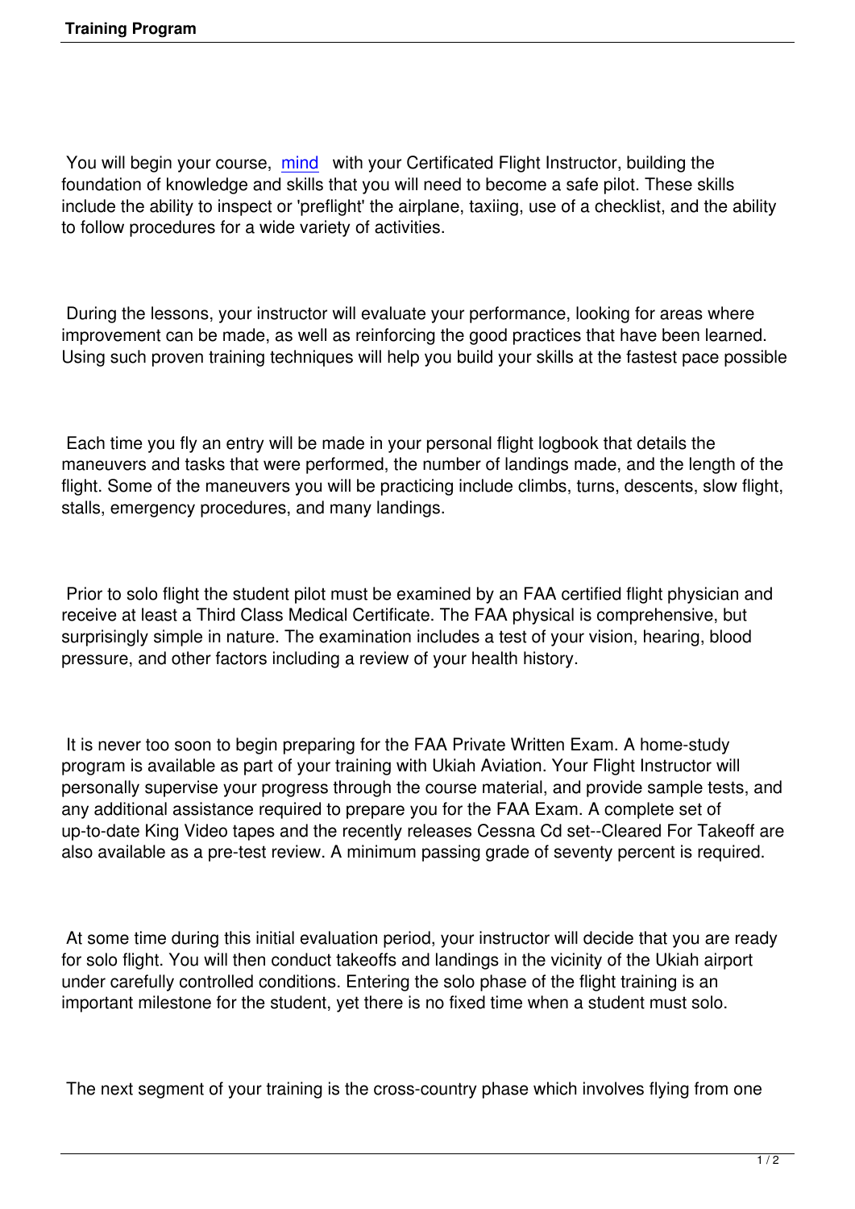You will begin your course, [mind](#) with your Certificated Flight Instructor, building the foundation of knowledge and skills that you will need to become a safe pilot. These skills include the ability to inspect or 'preflight' the airplane, taxiing, use of a checklist, and the ability to follow procedures for a wide variety of activities.

During the lessons, your instructor will evaluate your performance, looking for areas where improvement can be made, as well as reinforcing the good practices that have been learned. Using such proven training techniques will help you build your skills at the fastest pace possible

Each time you fly an entry will be made in your personal flight logbook that details the maneuvers and tasks that were performed, the number of landings made, and the length of the flight. Some of the maneuvers you will be practicing include climbs, turns, descents, slow flight, stalls, emergency procedures, and many landings.

Prior to solo flight the student pilot must be examined by an FAA certified flight physician and receive at least a Third Class Medical Certificate. The FAA physical is comprehensive, but surprisingly simple in nature. The examination includes a test of your vision, hearing, blood pressure, and other factors including a review of your health history.

It is never too soon to begin preparing for the FAA Private Written Exam. A home-study program is available as part of your training with Ukiah Aviation. Your Flight Instructor will personally supervise your progress through the course material, and provide sample tests, and any additional assistance required to prepare you for the FAA Exam. A complete set of up-to-date King Video tapes and the recently releases Cessna Cd set--Cleared For Takeoff are also available as a pre-test review. A minimum passing grade of seventy percent is required.

At some time during this initial evaluation period, your instructor will decide that you are ready for solo flight. You will then conduct takeoffs and landings in the vicinity of the Ukiah airport under carefully controlled conditions. Entering the solo phase of the flight training is an important milestone for the student, yet there is no fixed time when a student must solo.

The next segment of your training is the cross-country phase which involves flying from one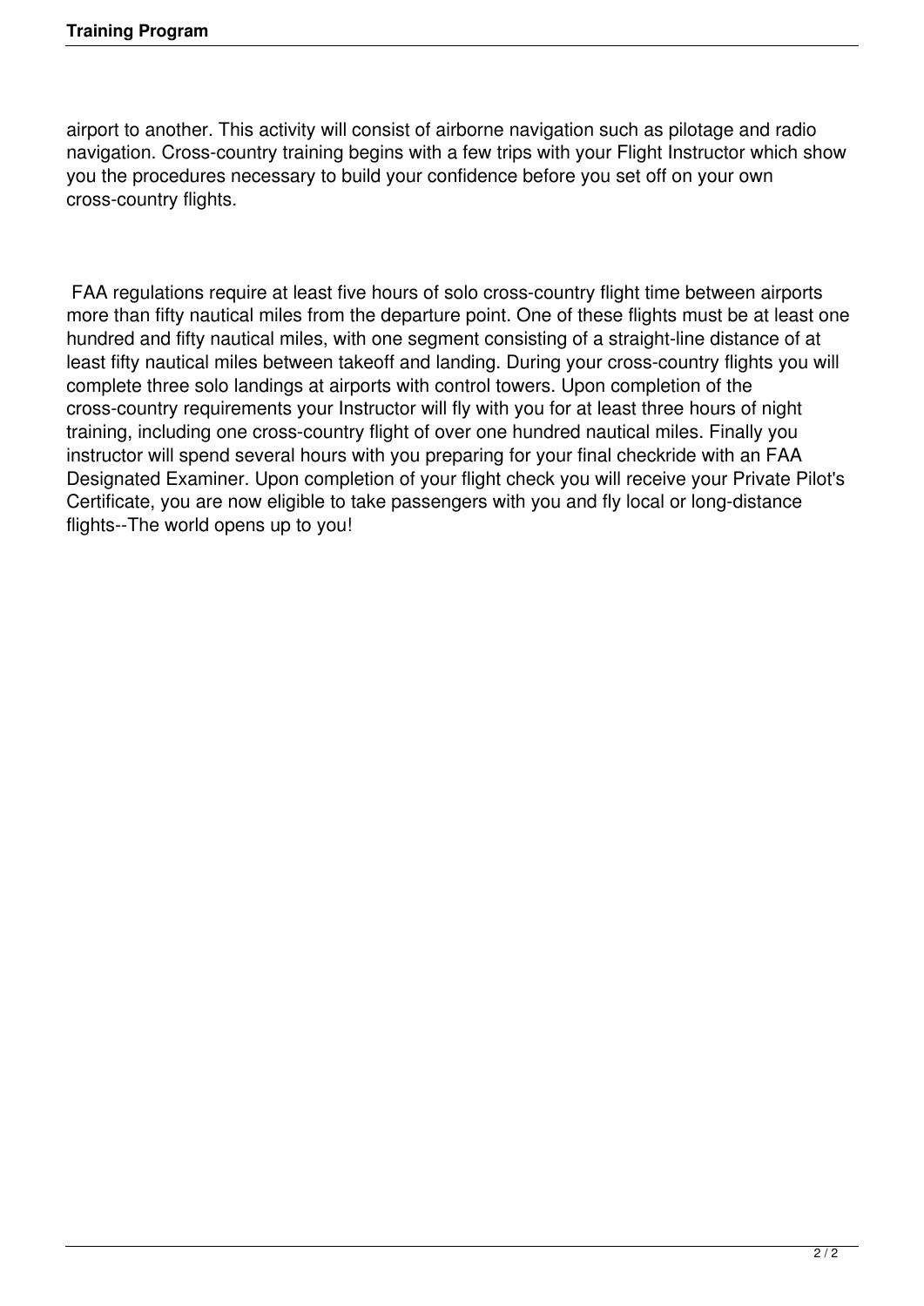airport to another. This activity will consist of airborne navigation such as pilotage and radio navigation. Cross-country training begins with a few trips with your Flight Instructor which show you the procedures necessary to build your confidence before you set off on your own cross-country flights.

FAA regulations require at least five hours of solo cross-country flight time between airports more than fifty nautical miles from the departure point. One of these flights must be at least one hundred and fifty nautical miles, with one segment consisting of a straight-line distance of at least fifty nautical miles between takeoff and landing. During your cross-country flights you will complete three solo landings at airports with control towers. Upon completion of the cross-country requirements your Instructor will fly with you for at least three hours of night training, including one cross-country flight of over one hundred nautical miles. Finally you instructor will spend several hours with you preparing for your final checkride with an FAA Designated Examiner. Upon completion of your flight check you will receive your Private Pilot's Certificate, you are now eligible to take passengers with you and fly local or long-distance flights--The world opens up to you!